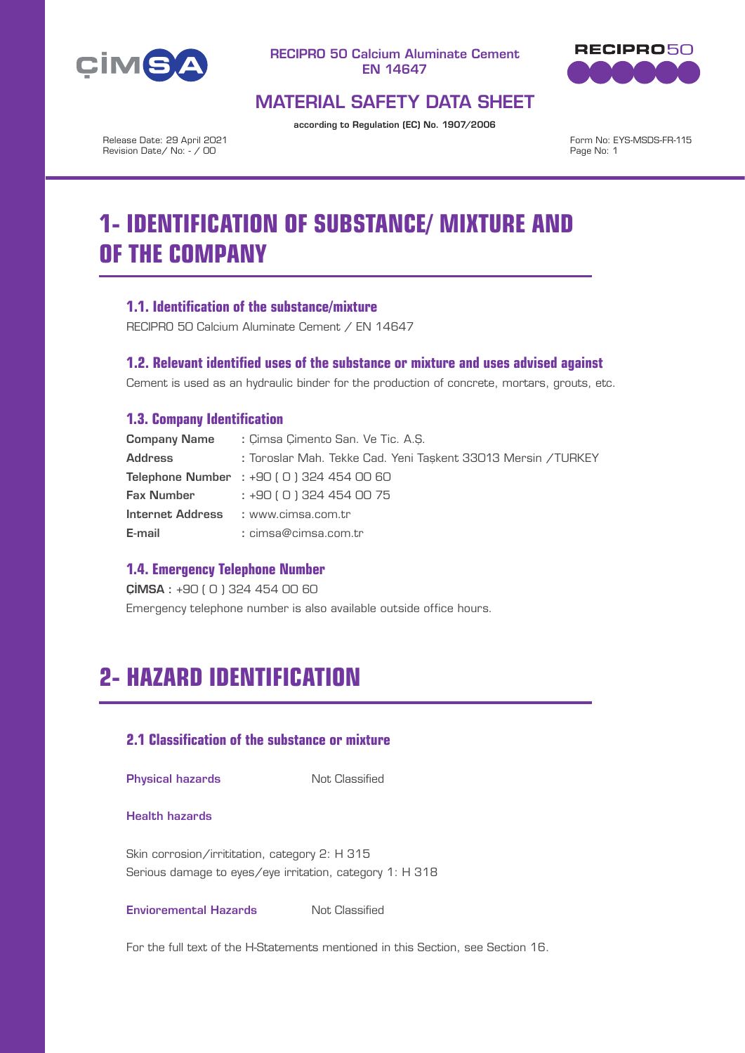RECIPRO 50 Calcium Aluminate Cement
EN 14647

# MATERIAL SAFETY DATA SHEET

according to Regulation (EC) No. 1907/2006

Release Date: 29 April 2021
Revision Date/ No: - / 00

Form No: EYS-MSDS-FR-115

# 1- IDENTIFICATION OF SUBSTANCE/ MIXTURE AND OF THE COMPANY

### 1.1. Identification of the substance/mixture

RECIPRO 50 Calcium Aluminate Cement / EN 14647

### 1.2. Relevant identified uses of the substance or mixture and uses advised against

Cement is used as an hydraulic binder for the production of concrete, mortars, grouts, etc.

### 1.3. Company Identification

**Company Name** : Çimsa Çimento San. Ve Tic. A.Ş.
**Address** : Toroslar Mah. Tekke Cad. Yeni Taşkent 33013 Mersin /TURKEY
**Telephone Number** : +90 ( 0 ) 324 454 00 60
**Fax Number** : +90 ( 0 ) 324 454 00 75
**Internet Address** : www.cimsa.com.tr
**E-mail** : cimsa@cimsa.com.tr

### 1.4. Emergency Telephone Number

**ÇİMSA** : +90 ( 0 ) 324 454 00 60
Emergency telephone number is also available outside office hours.

# 2- HAZARD IDENTIFICATION

### 2.1 Classification of the substance or mixture

**Physical hazards** Not Classified

**Health hazards**

Skin corrosion/irrititation, category 2: H 315
Serious damage to eyes/eye irritation, category 1: H 318

**Envioremental Hazards** Not Classified

For the full text of the H-Statements mentioned in this Section, see Section 16.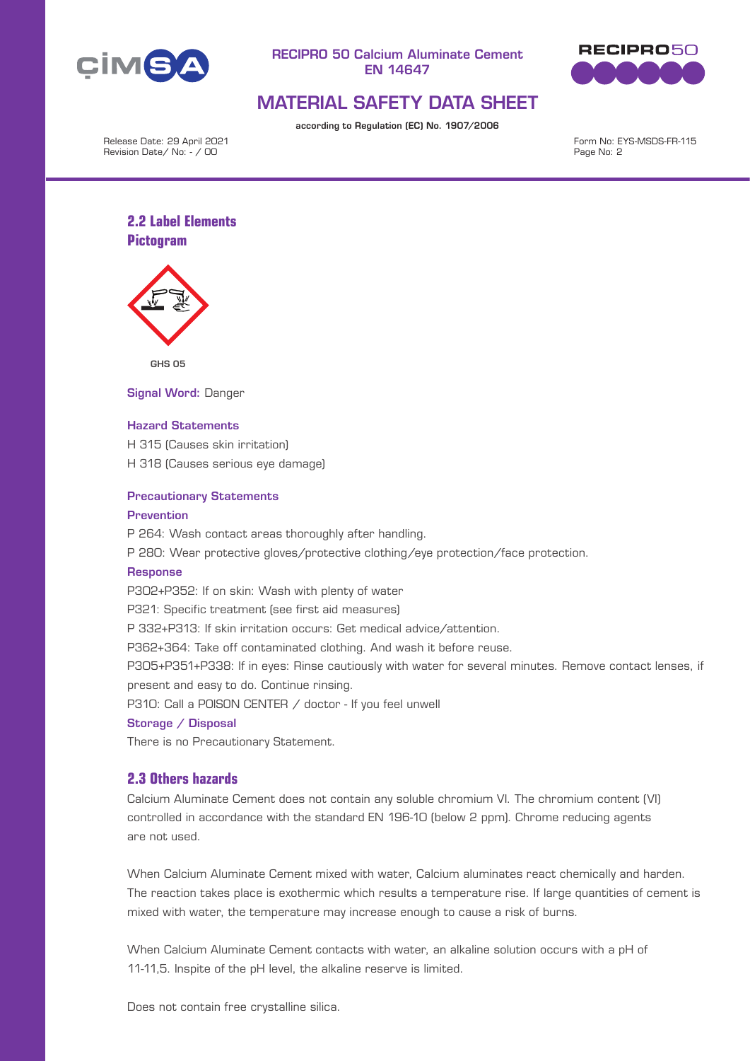## 2.2 Label Elements

### Pictogram

GHS 05

**Signal Word:** Danger

**Hazard Statements**

H 315 (Causes skin irritation)

H 318 (Causes serious eye damage)

**Precautionary Statements**

**Prevention**

P 264: Wash contact areas thoroughly after handling.

P 280: Wear protective gloves/protective clothing/eye protection/face protection.

**Response**

P302+P352: If on skin: Wash with plenty of water

P321: Specific treatment (see first aid measures)

P 332+P313: If skin irritation occurs: Get medical advice/attention.

P362+364: Take off contaminated clothing. And wash it before reuse.

P305+P351+P338: If in eyes: Rinse cautiously with water for several minutes. Remove contact lenses, if present and easy to do. Continue rinsing.

P310: Call a POISON CENTER / doctor - If you feel unwell

**Storage / Disposal**

There is no Precautionary Statement.

## 2.3 Others hazards

Calcium Aluminate Cement does not contain any soluble chromium VI. The chromium content (VI) controlled in accordance with the standard EN 196-10 (below 2 ppm). Chrome reducing agents are not used.

When Calcium Aluminate Cement mixed with water, Calcium aluminates react chemically and harden. The reaction takes place is exothermic which results a temperature rise. If large quantities of cement is mixed with water, the temperature may increase enough to cause a risk of burns.

When Calcium Aluminate Cement contacts with water, an alkaline solution occurs with a pH of 11-11,5. Inspite of the pH level, the alkaline reserve is limited.

Does not contain free crystalline silica.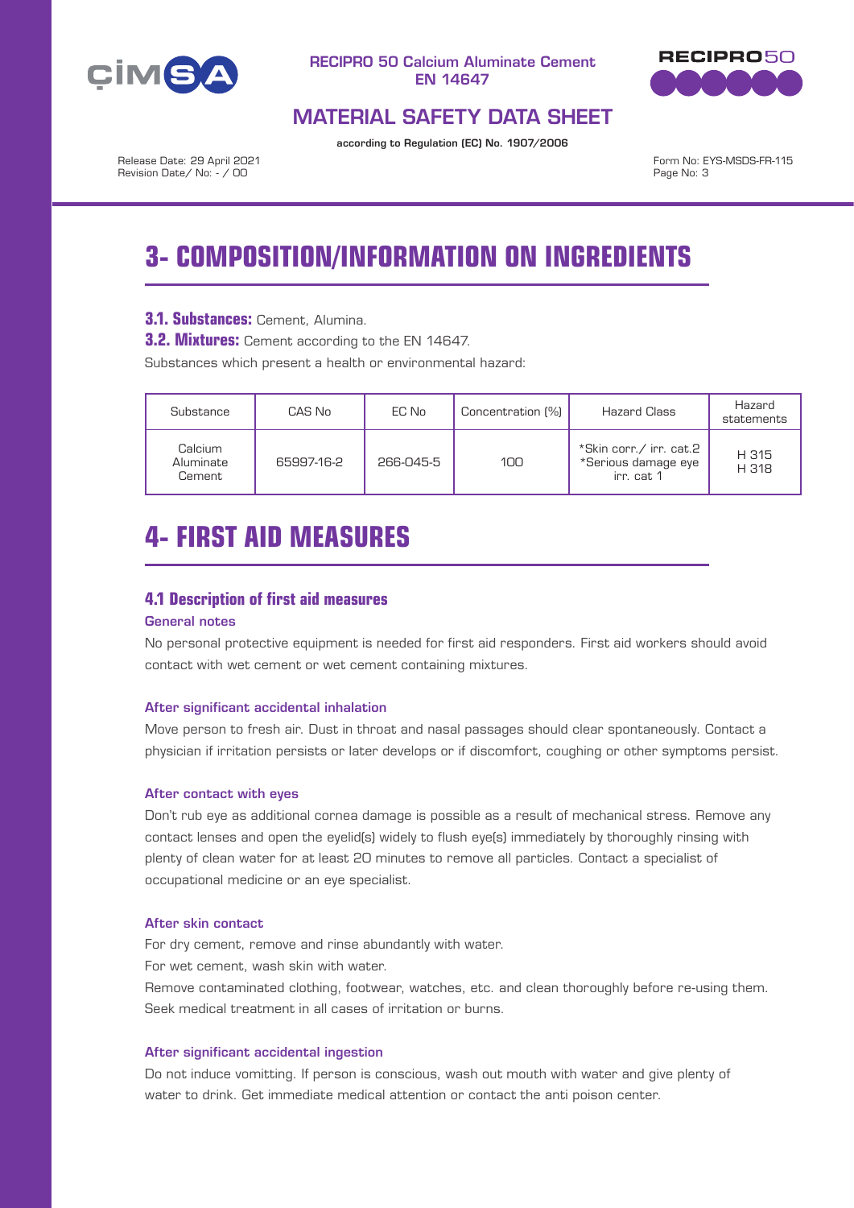# 3- COMPOSITION/INFORMATION ON INGREDIENTS

**3.1. Substances:** Cement, Alumina.

**3.2. Mixtures:** Cement according to the EN 14647.

Substances which present a health or environmental hazard:

| Substance | CAS No | EC No | Concentration (%) | Hazard Class | Hazard statements |
|---|---|---|---|---|---|
| Calcium Aluminate Cement | 65997-16-2 | 266-045-5 | 100 | *Skin corr./ irr. cat.2 *Serious damage eye irr. cat 1 | H 315 H 318 |

# 4- FIRST AID MEASURES

## 4.1 Description of first aid measures

### General notes

No personal protective equipment is needed for first aid responders. First aid workers should avoid contact with wet cement or wet cement containing mixtures.

### After significant accidental inhalation

Move person to fresh air. Dust in throat and nasal passages should clear spontaneously. Contact a physician if irritation persists or later develops or if discomfort, coughing or other symptoms persist.

### After contact with eyes

Don't rub eye as additional cornea damage is possible as a result of mechanical stress. Remove any contact lenses and open the eyelid(s) widely to flush eye(s) immediately by thoroughly rinsing with plenty of clean water for at least 20 minutes to remove all particles. Contact a specialist of occupational medicine or an eye specialist.

### After skin contact

For dry cement, remove and rinse abundantly with water.

For wet cement, wash skin with water.

Remove contaminated clothing, footwear, watches, etc. and clean thoroughly before re-using them. Seek medical treatment in all cases of irritation or burns.

### After significant accidental ingestion

Do not induce vomitting. If person is conscious, wash out mouth with water and give plenty of water to drink. Get immediate medical attention or contact the anti poison center.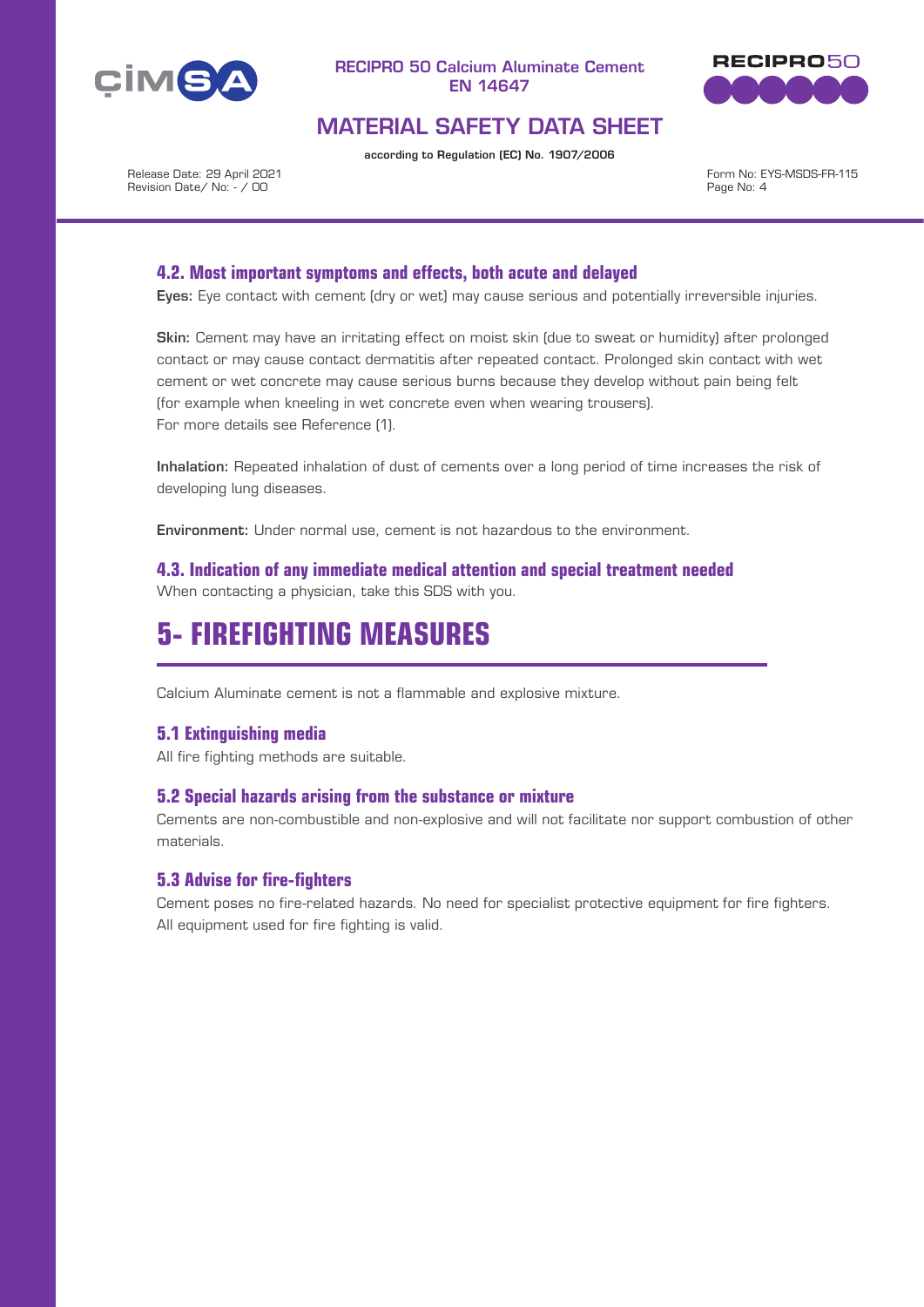### 4.2. Most important symptoms and effects, both acute and delayed

**Eyes:** Eye contact with cement (dry or wet) may cause serious and potentially irreversible injuries.

**Skin:** Cement may have an irritating effect on moist skin (due to sweat or humidity) after prolonged contact or may cause contact dermatitis after repeated contact. Prolonged skin contact with wet cement or wet concrete may cause serious burns because they develop without pain being felt (for example when kneeling in wet concrete even when wearing trousers).
For more details see Reference (1).

**Inhalation:** Repeated inhalation of dust of cements over a long period of time increases the risk of developing lung diseases.

**Environment:** Under normal use, cement is not hazardous to the environment.

### 4.3. Indication of any immediate medical attention and special treatment needed

When contacting a physician, take this SDS with you.

# 5- FIREFIGHTING MEASURES

Calcium Aluminate cement is not a flammable and explosive mixture.

### 5.1 Extinguishing media

All fire fighting methods are suitable.

### 5.2 Special hazards arising from the substance or mixture

Cements are non-combustible and non-explosive and will not facilitate nor support combustion of other materials.

### 5.3 Advise for fire-fighters

Cement poses no fire-related hazards. No need for specialist protective equipment for fire fighters. All equipment used for fire fighting is valid.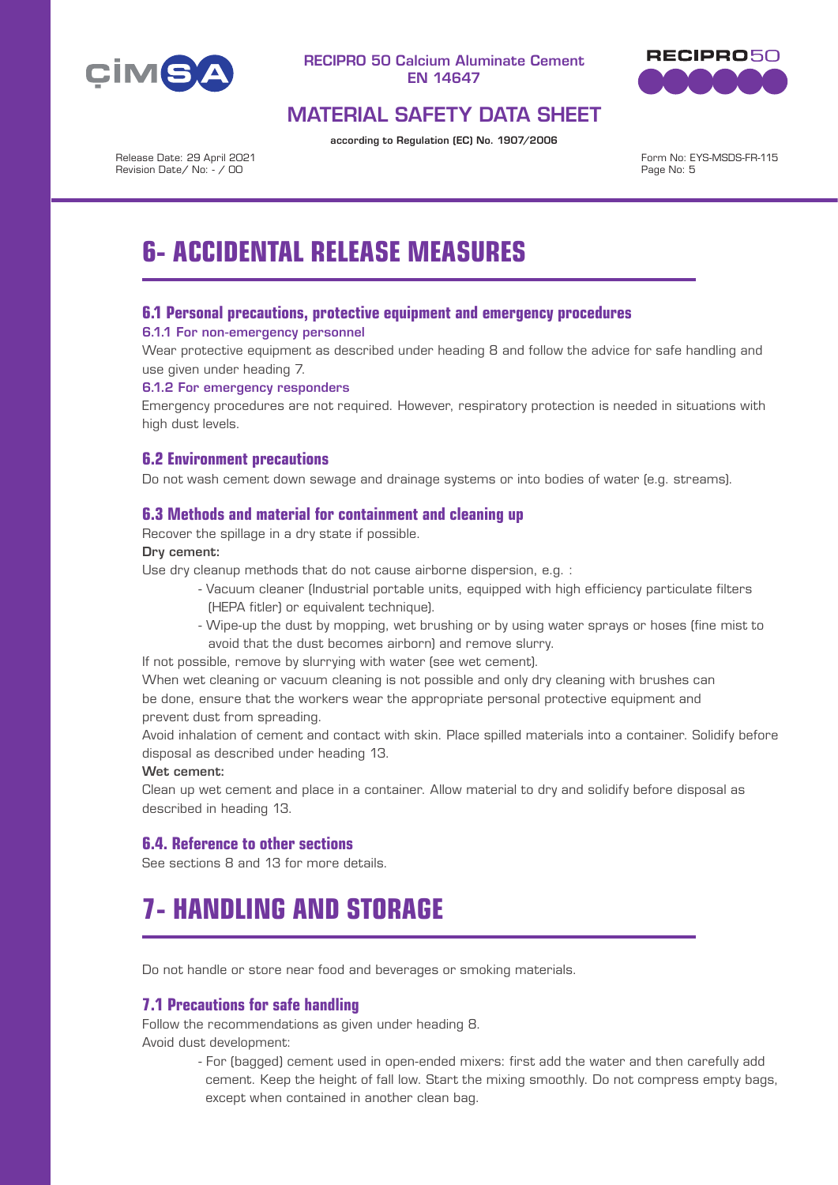# 6- ACCIDENTAL RELEASE MEASURES

## 6.1 Personal precautions, protective equipment and emergency procedures

### 6.1.1 For non-emergency personnel

Wear protective equipment as described under heading 8 and follow the advice for safe handling and use given under heading 7.

### 6.1.2 For emergency responders

Emergency procedures are not required. However, respiratory protection is needed in situations with high dust levels.

## 6.2 Environment precautions

Do not wash cement down sewage and drainage systems or into bodies of water (e.g. streams).

## 6.3 Methods and material for containment and cleaning up

Recover the spillage in a dry state if possible.

**Dry cement:**

Use dry cleanup methods that do not cause airborne dispersion, e.g. :

- Vacuum cleaner (Industrial portable units, equipped with high efficiency particulate filters (HEPA fitler) or equivalent technique).
- Wipe-up the dust by mopping, wet brushing or by using water sprays or hoses (fine mist to avoid that the dust becomes airborn) and remove slurry.

If not possible, remove by slurrying with water (see wet cement).

When wet cleaning or vacuum cleaning is not possible and only dry cleaning with brushes can be done, ensure that the workers wear the appropriate personal protective equipment and prevent dust from spreading.

Avoid inhalation of cement and contact with skin. Place spilled materials into a container. Solidify before disposal as described under heading 13.

**Wet cement:**

Clean up wet cement and place in a container. Allow material to dry and solidify before disposal as described in heading 13.

## 6.4. Reference to other sections

See sections 8 and 13 for more details.

# 7- HANDLING AND STORAGE

Do not handle or store near food and beverages or smoking materials.

## 7.1 Precautions for safe handling

Follow the recommendations as given under heading 8.

Avoid dust development:

- For (bagged) cement used in open-ended mixers: first add the water and then carefully add cement. Keep the height of fall low. Start the mixing smoothly. Do not compress empty bags, except when contained in another clean bag.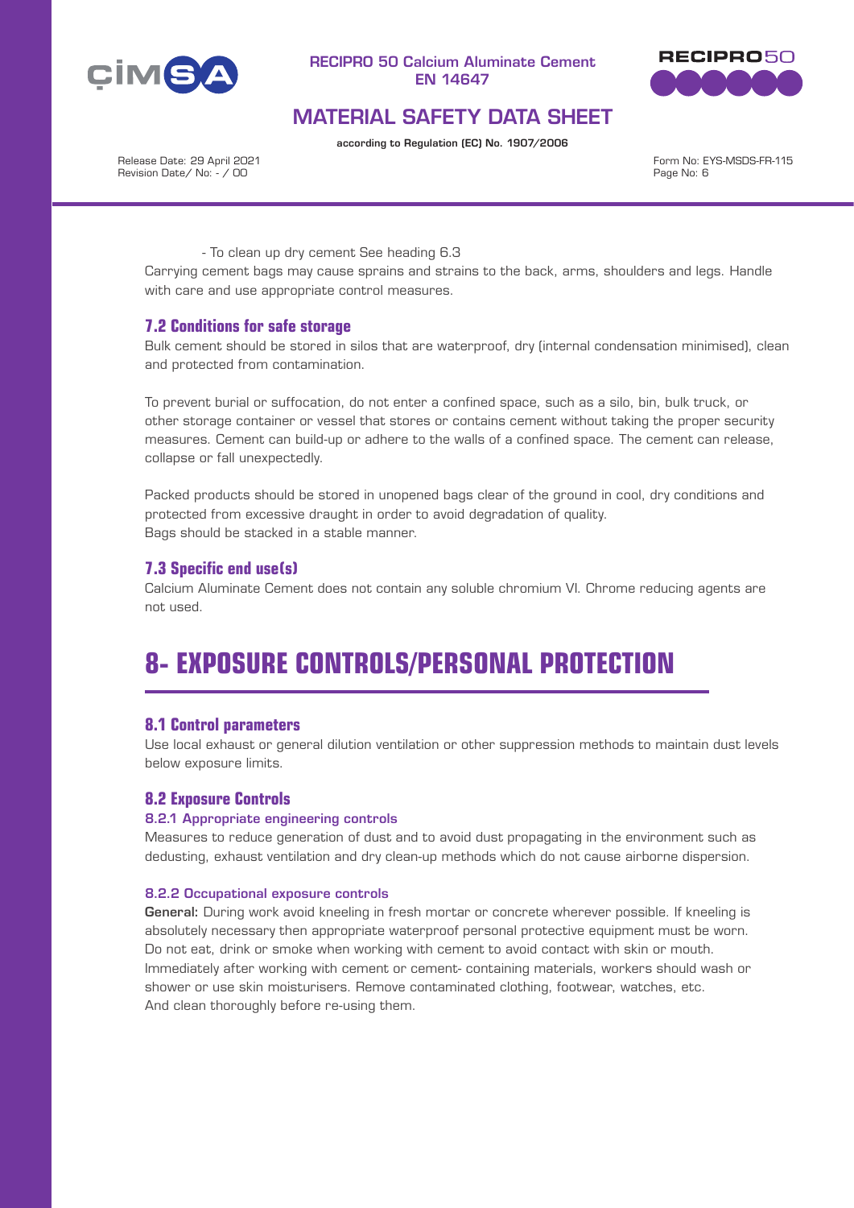- To clean up dry cement See heading 6.3

Carrying cement bags may cause sprains and strains to the back, arms, shoulders and legs. Handle with care and use appropriate control measures.

### 7.2 Conditions for safe storage

Bulk cement should be stored in silos that are waterproof, dry (internal condensation minimised), clean and protected from contamination.

To prevent burial or suffocation, do not enter a confined space, such as a silo, bin, bulk truck, or other storage container or vessel that stores or contains cement without taking the proper security measures. Cement can build-up or adhere to the walls of a confined space. The cement can release, collapse or fall unexpectedly.

Packed products should be stored in unopened bags clear of the ground in cool, dry conditions and protected from excessive draught in order to avoid degradation of quality.
Bags should be stacked in a stable manner.

### 7.3 Specific end use(s)

Calcium Aluminate Cement does not contain any soluble chromium VI. Chrome reducing agents are not used.

## 8- EXPOSURE CONTROLS/PERSONAL PROTECTION

### 8.1 Control parameters

Use local exhaust or general dilution ventilation or other suppression methods to maintain dust levels below exposure limits.

### 8.2 Exposure Controls

#### 8.2.1 Appropriate engineering controls

Measures to reduce generation of dust and to avoid dust propagating in the environment such as dedusting, exhaust ventilation and dry clean-up methods which do not cause airborne dispersion.

#### 8.2.2 Occupational exposure controls

**General:** During work avoid kneeling in fresh mortar or concrete wherever possible. If kneeling is absolutely necessary then appropriate waterproof personal protective equipment must be worn. Do not eat, drink or smoke when working with cement to avoid contact with skin or mouth. Immediately after working with cement or cement- containing materials, workers should wash or shower or use skin moisturisers. Remove contaminated clothing, footwear, watches, etc. And clean thoroughly before re-using them.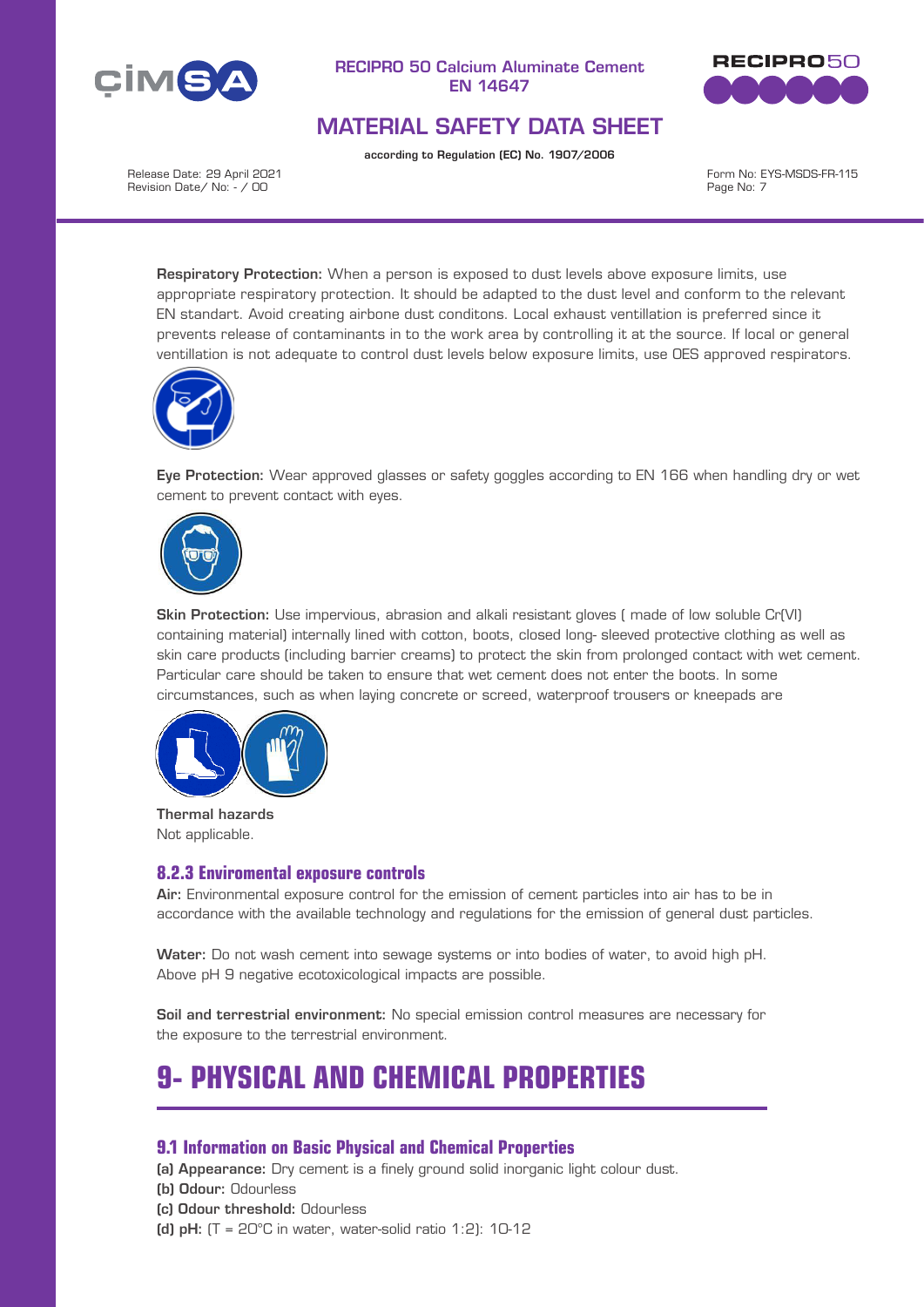**Respiratory Protection:** When a person is exposed to dust levels above exposure limits, use appropriate respiratory protection. It should be adapted to the dust level and conform to the relevant EN standart. Avoid creating airbone dust conditons. Local exhaust ventillation is preferred since it prevents release of contaminants in to the work area by controlling it at the source. If local or general ventillation is not adequate to control dust levels below exposure limits, use OES approved respirators.

**Eye Protection:** Wear approved glasses or safety goggles according to EN 166 when handling dry or wet cement to prevent contact with eyes.

**Skin Protection:** Use impervious, abrasion and alkali resistant gloves ( made of low soluble Cr(VI) containing material) internally lined with cotton, boots, closed long- sleeved protective clothing as well as skin care products (including barrier creams) to protect the skin from prolonged contact with wet cement. Particular care should be taken to ensure that wet cement does not enter the boots. In some circumstances, such as when laying concrete or screed, waterproof trousers or kneepads are

**Thermal hazards**
Not applicable.

### 8.2.3 Enviromental exposure controls

**Air:** Environmental exposure control for the emission of cement particles into air has to be in accordance with the available technology and regulations for the emission of general dust particles.

**Water:** Do not wash cement into sewage systems or into bodies of water, to avoid high pH. Above pH 9 negative ecotoxicological impacts are possible.

**Soil and terrestrial environment:** No special emission control measures are necessary for the exposure to the terrestrial environment.

# 9- PHYSICAL AND CHEMICAL PROPERTIES

### 9.1 Information on Basic Physical and Chemical Properties

**(a) Appearance:** Dry cement is a finely ground solid inorganic light colour dust.
**(b) Odour:** Odourless
**(c) Odour threshold:** Odourless
**(d) pH:** (T = 20°C in water, water-solid ratio 1:2): 10-12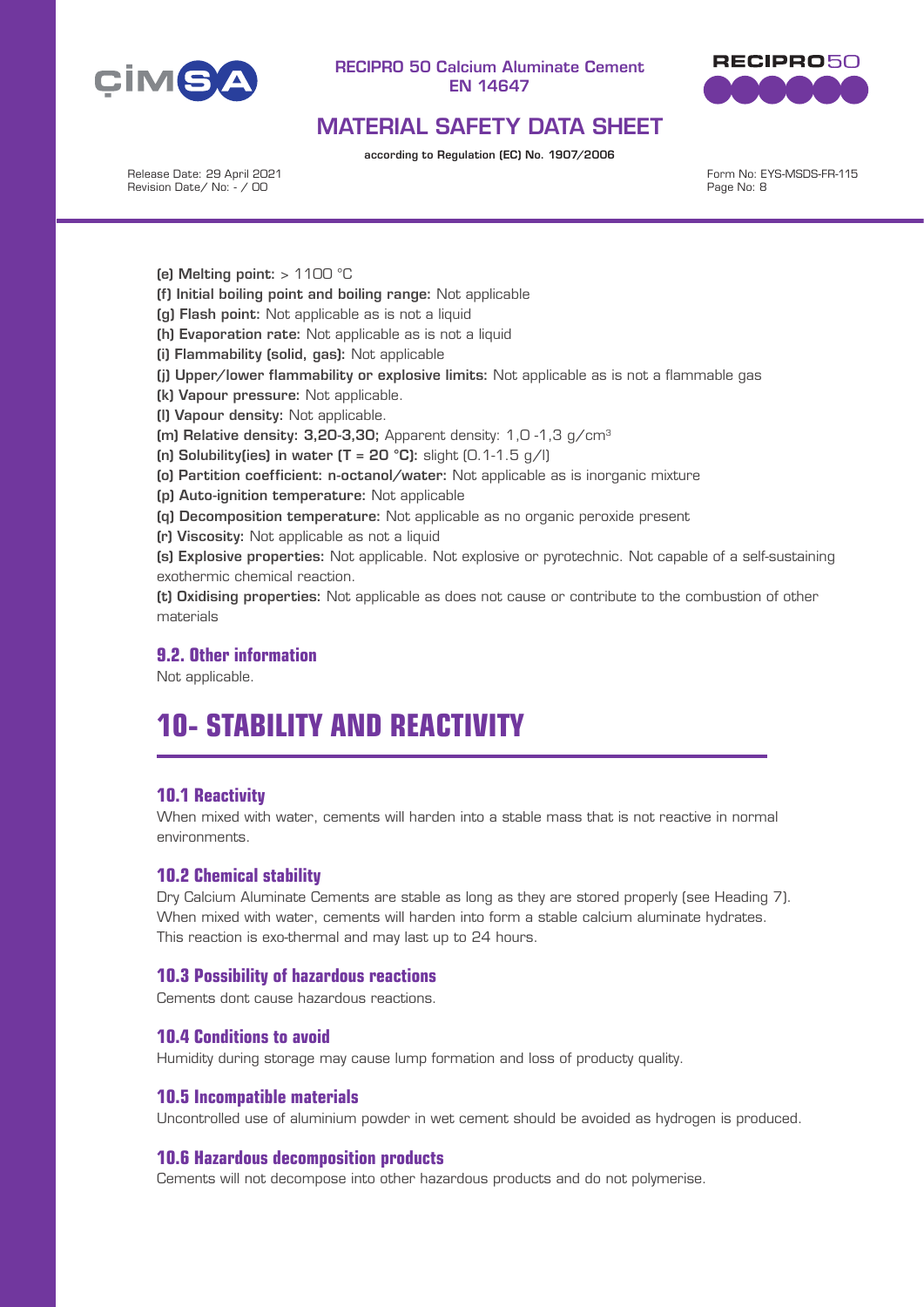**(e) Melting point:** > 1100 °C

**(f) Initial boiling point and boiling range:** Not applicable

**(g) Flash point:** Not applicable as is not a liquid

**(h) Evaporation rate:** Not applicable as is not a liquid

**(i) Flammability (solid, gas):** Not applicable

**(j) Upper/lower flammability or explosive limits:** Not applicable as is not a flammable gas

**(k) Vapour pressure:** Not applicable.

**(l) Vapour density:** Not applicable.

**(m) Relative density: 3,20-3,30;** Apparent density: 1,0 -1,3 g/cm$^3$

**(n) Solubility(ies) in water (T = 20 °C):** slight (0.1-1.5 g/l)

**(o) Partition coefficient: n-octanol/water:** Not applicable as is inorganic mixture

**(p) Auto-ignition temperature:** Not applicable

**(q) Decomposition temperature:** Not applicable as no organic peroxide present

**(r) Viscosity:** Not applicable as not a liquid

**(s) Explosive properties:** Not applicable. Not explosive or pyrotechnic. Not capable of a self-sustaining exothermic chemical reaction.

**(t) Oxidising properties:** Not applicable as does not cause or contribute to the combustion of other materials

### 9.2. Other information

Not applicable.

# 10- STABILITY AND REACTIVITY

### 10.1 Reactivity

When mixed with water, cements will harden into a stable mass that is not reactive in normal environments.

### 10.2 Chemical stability

Dry Calcium Aluminate Cements are stable as long as they are stored properly (see Heading 7). When mixed with water, cements will harden into form a stable calcium aluminate hydrates. This reaction is exo-thermal and may last up to 24 hours.

### 10.3 Possibility of hazardous reactions

Cements dont cause hazardous reactions.

### 10.4 Conditions to avoid

Humidity during storage may cause lump formation and loss of producty quality.

### 10.5 Incompatible materials

Uncontrolled use of aluminium powder in wet cement should be avoided as hydrogen is produced.

### 10.6 Hazardous decomposition products

Cements will not decompose into other hazardous products and do not polymerise.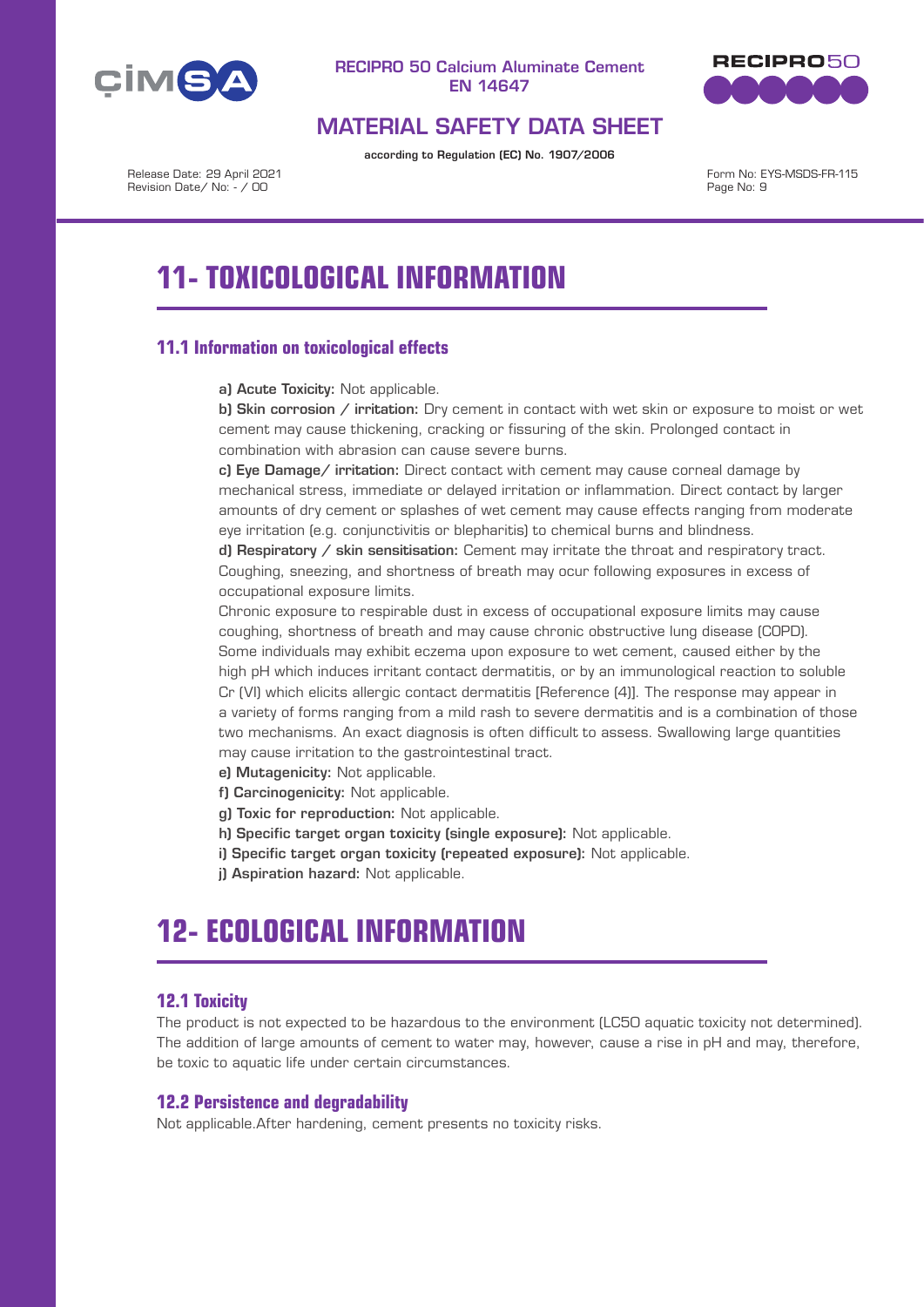# 11- TOXICOLOGICAL INFORMATION

## 11.1 Information on toxicological effects

**a) Acute Toxicity:** Not applicable.

**b) Skin corrosion / irritation:** Dry cement in contact with wet skin or exposure to moist or wet cement may cause thickening, cracking or fissuring of the skin. Prolonged contact in combination with abrasion can cause severe burns.

**c) Eye Damage/ irritation:** Direct contact with cement may cause corneal damage by mechanical stress, immediate or delayed irritation or inflammation. Direct contact by larger amounts of dry cement or splashes of wet cement may cause effects ranging from moderate eye irritation (e.g. conjunctivitis or blepharitis) to chemical burns and blindness.

**d) Respiratory / skin sensitisation:** Cement may irritate the throat and respiratory tract. Coughing, sneezing, and shortness of breath may ocur following exposures in excess of occupational exposure limits.

Chronic exposure to respirable dust in excess of occupational exposure limits may cause coughing, shortness of breath and may cause chronic obstructive lung disease (COPD).

Some individuals may exhibit eczema upon exposure to wet cement, caused either by the high pH which induces irritant contact dermatitis, or by an immunological reaction to soluble Cr (VI) which elicits allergic contact dermatitis [Reference (4)]. The response may appear in a variety of forms ranging from a mild rash to severe dermatitis and is a combination of those two mechanisms. An exact diagnosis is often difficult to assess. Swallowing large quantities may cause irritation to the gastrointestinal tract.

**e) Mutagenicity:** Not applicable.

**f) Carcinogenicity:** Not applicable.

**g) Toxic for reproduction:** Not applicable.

**h) Specific target organ toxicity (single exposure):** Not applicable.

**i) Specific target organ toxicity (repeated exposure):** Not applicable.

**j) Aspiration hazard:** Not applicable.

# 12- ECOLOGICAL INFORMATION

## 12.1 Toxicity

The product is not expected to be hazardous to the environment (LC50 aquatic toxicity not determined). The addition of large amounts of cement to water may, however, cause a rise in pH and may, therefore, be toxic to aquatic life under certain circumstances.

## 12.2 Persistence and degradability

Not applicable.After hardening, cement presents no toxicity risks.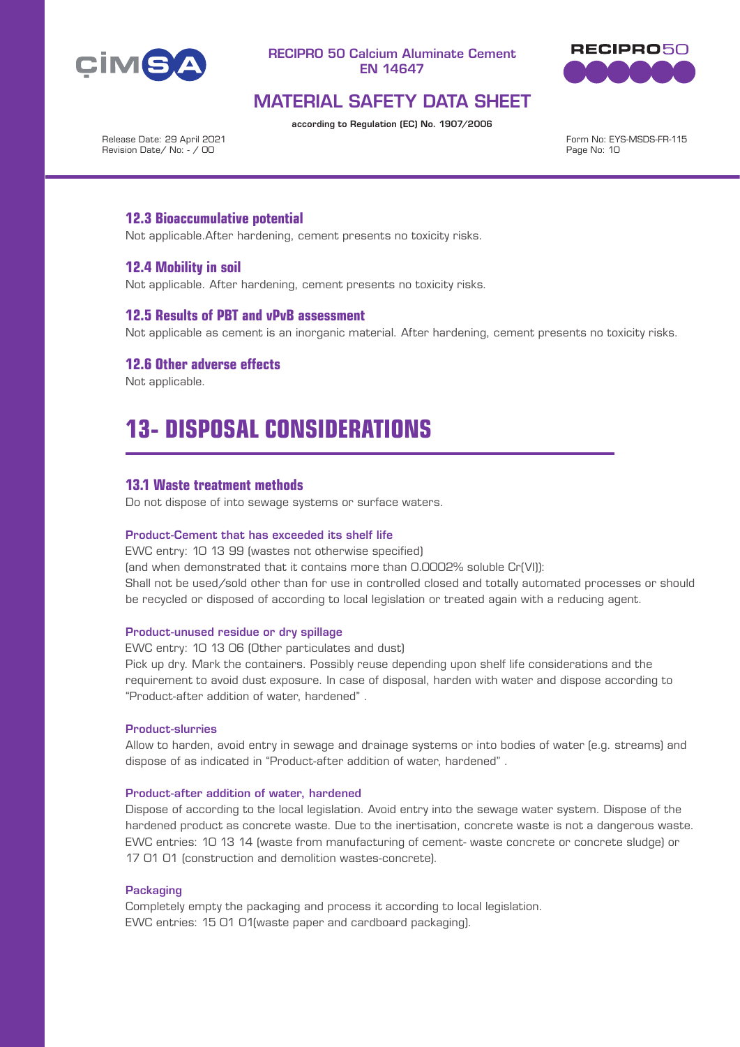### 12.3 Bioaccumulative potential

Not applicable.After hardening, cement presents no toxicity risks.

### 12.4 Mobility in soil

Not applicable. After hardening, cement presents no toxicity risks.

### 12.5 Results of PBT and vPvB assessment

Not applicable as cement is an inorganic material. After hardening, cement presents no toxicity risks.

### 12.6 Other adverse effects

Not applicable.

## 13- DISPOSAL CONSIDERATIONS

### 13.1 Waste treatment methods

Do not dispose of into sewage systems or surface waters.

**Product-Cement that has exceeded its shelf life**

EWC entry: 10 13 99 (wastes not otherwise specified)
(and when demonstrated that it contains more than 0.0002% soluble Cr(VI)):
Shall not be used/sold other than for use in controlled closed and totally automated processes or should be recycled or disposed of according to local legislation or treated again with a reducing agent.

**Product-unused residue or dry spillage**

EWC entry: 10 13 06 (Other particulates and dust)
Pick up dry. Mark the containers. Possibly reuse depending upon shelf life considerations and the requirement to avoid dust exposure. In case of disposal, harden with water and dispose according to "Product-after addition of water, hardened" .

**Product-slurries**

Allow to harden, avoid entry in sewage and drainage systems or into bodies of water (e.g. streams) and dispose of as indicated in "Product-after addition of water, hardened" .

**Product-after addition of water, hardened**

Dispose of according to the local legislation. Avoid entry into the sewage water system. Dispose of the hardened product as concrete waste. Due to the inertisation, concrete waste is not a dangerous waste. EWC entries: 10 13 14 (waste from manufacturing of cement- waste concrete or concrete sludge) or 17 01 01 (construction and demolition wastes-concrete).

**Packaging**

Completely empty the packaging and process it according to local legislation.
EWC entries: 15 01 01(waste paper and cardboard packaging).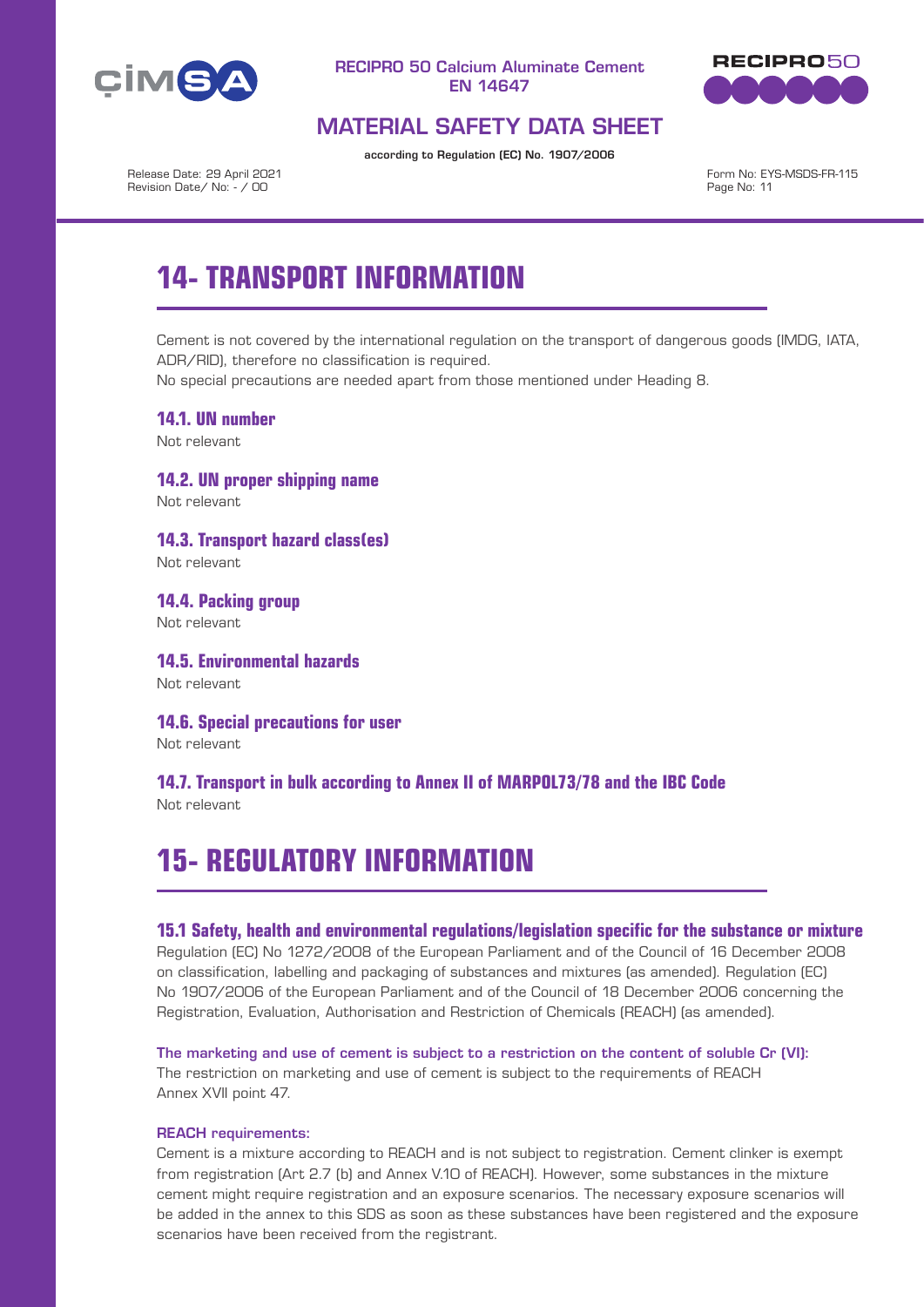# 14- TRANSPORT INFORMATION

Cement is not covered by the international regulation on the transport of dangerous goods (IMDG, IATA, ADR/RID), therefore no classification is required.
No special precautions are needed apart from those mentioned under Heading 8.

### 14.1. UN number

Not relevant

### 14.2. UN proper shipping name

Not relevant

### 14.3. Transport hazard class(es)

Not relevant

### 14.4. Packing group

Not relevant

### 14.5. Environmental hazards

Not relevant

### 14.6. Special precautions for user

Not relevant

### 14.7. Transport in bulk according to Annex II of MARPOL73/78 and the IBC Code

Not relevant

# 15- REGULATORY INFORMATION

### 15.1 Safety, health and environmental regulations/legislation specific for the substance or mixture

Regulation (EC) No 1272/2008 of the European Parliament and of the Council of 16 December 2008 on classification, labelling and packaging of substances and mixtures (as amended). Regulation (EC) No 1907/2006 of the European Parliament and of the Council of 18 December 2006 concerning the Registration, Evaluation, Authorisation and Restriction of Chemicals (REACH) (as amended).

**The marketing and use of cement is subject to a restriction on the content of soluble Cr (VI):**
The restriction on marketing and use of cement is subject to the requirements of REACH Annex XVII point 47.

**REACH requirements:**
Cement is a mixture according to REACH and is not subject to registration. Cement clinker is exempt from registration (Art 2.7 (b) and Annex V.10 of REACH). However, some substances in the mixture cement might require registration and an exposure scenarios. The necessary exposure scenarios will be added in the annex to this SDS as soon as these substances have been registered and the exposure scenarios have been received from the registrant.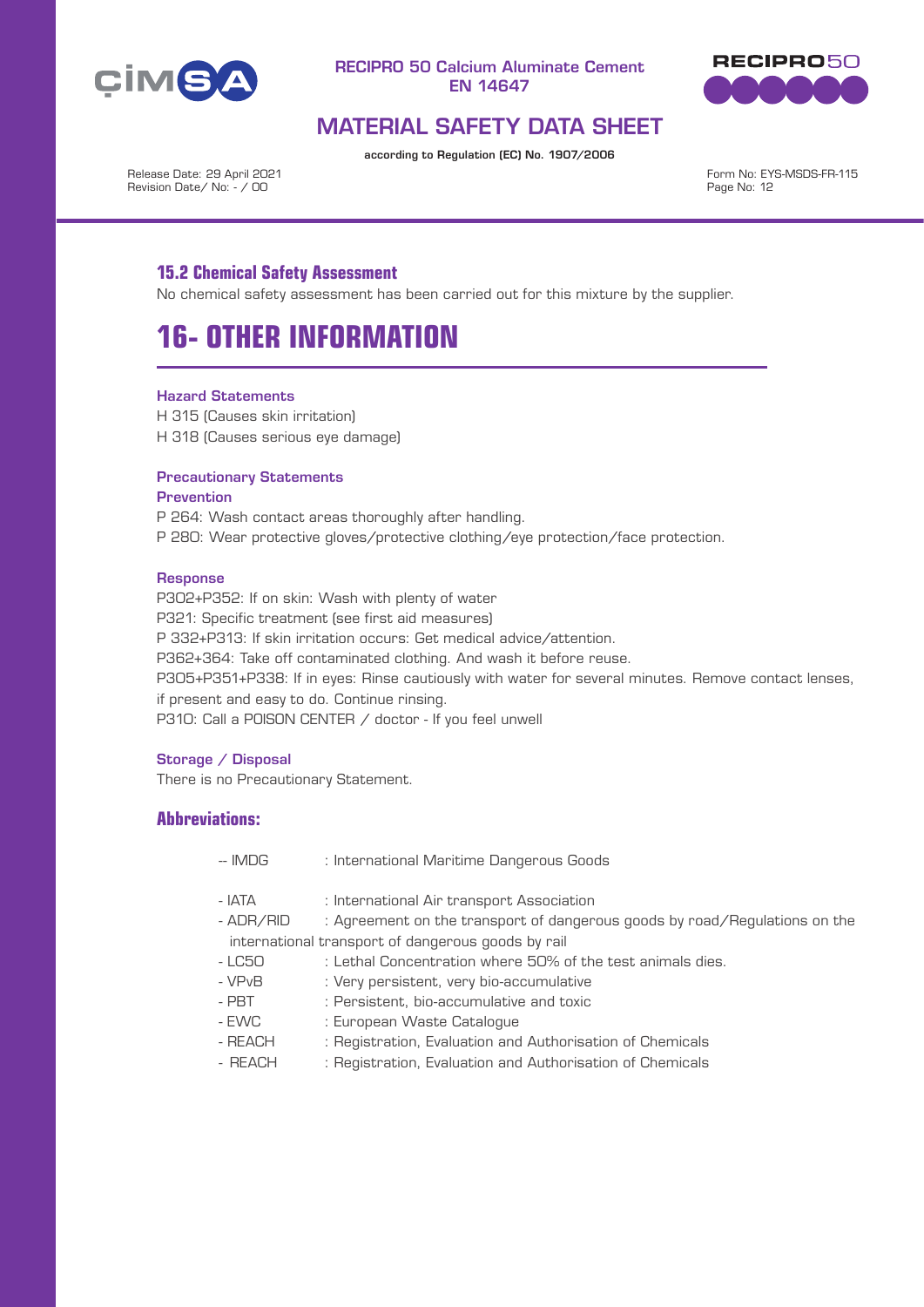### 15.2 Chemical Safety Assessment

No chemical safety assessment has been carried out for this mixture by the supplier.

# 16- OTHER INFORMATION

**Hazard Statements**

H 315 (Causes skin irritation)
H 318 (Causes serious eye damage)

**Precautionary Statements**

**Prevention**

P 264: Wash contact areas thoroughly after handling.
P 280: Wear protective gloves/protective clothing/eye protection/face protection.

**Response**

P302+P352: If on skin: Wash with plenty of water
P321: Specific treatment (see first aid measures)
P 332+P313: If skin irritation occurs: Get medical advice/attention.
P362+364: Take off contaminated clothing. And wash it before reuse.
P305+P351+P338: If in eyes: Rinse cautiously with water for several minutes. Remove contact lenses, if present and easy to do. Continue rinsing.
P310: Call a POISON CENTER / doctor - If you feel unwell

**Storage / Disposal**

There is no Precautionary Statement.

### Abbreviations:

-- IMDG : International Maritime Dangerous Goods

- IATA : International Air transport Association
- ADR/RID : Agreement on the transport of dangerous goods by road/Regulations on the international transport of dangerous goods by rail
- LC50 : Lethal Concentration where 50% of the test animals dies.
- VPvB : Very persistent, very bio-accumulative
- PBT : Persistent, bio-accumulative and toxic
- EWC : European Waste Catalogue
- REACH : Registration, Evaluation and Authorisation of Chemicals
- REACH : Registration, Evaluation and Authorisation of Chemicals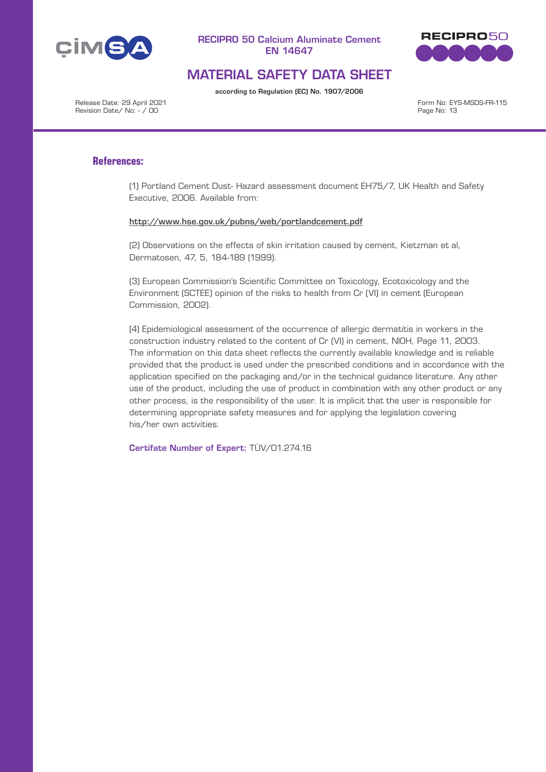## References:

(1) Portland Cement Dust- Hazard assessment document EH75/7, UK Health and Safety Executive, 2006. Available from:

**http://www.hse.gov.uk/pubns/web/portlandcement.pdf**

(2) Observations on the effects of skin irritation caused by cement, Kietzman et al, Dermatosen, 47, 5, 184-189 (1999).

(3) European Commission's Scientific Committee on Toxicology, Ecotoxicology and the Environment (SCTEE) opinion of the risks to health from Cr (VI) in cement (European Commission, 2002).

(4) Epidemiological assessment of the occurrence of allergic dermatitis in workers in the construction industry related to the content of Cr (VI) in cement, NIOH, Page 11, 2003.
The information on this data sheet reflects the currently available knowledge and is reliable provided that the product is used under the prescribed conditions and in accordance with the application specified on the packaging and/or in the technical guidance literature. Any other use of the product, including the use of product in combination with any other product or any other process, is the responsibility of the user. It is implicit that the user is responsible for determining appropriate safety measures and for applying the legislation covering his/her own activities.

**Certifate Number of Expert:** TÜV/01.274.16